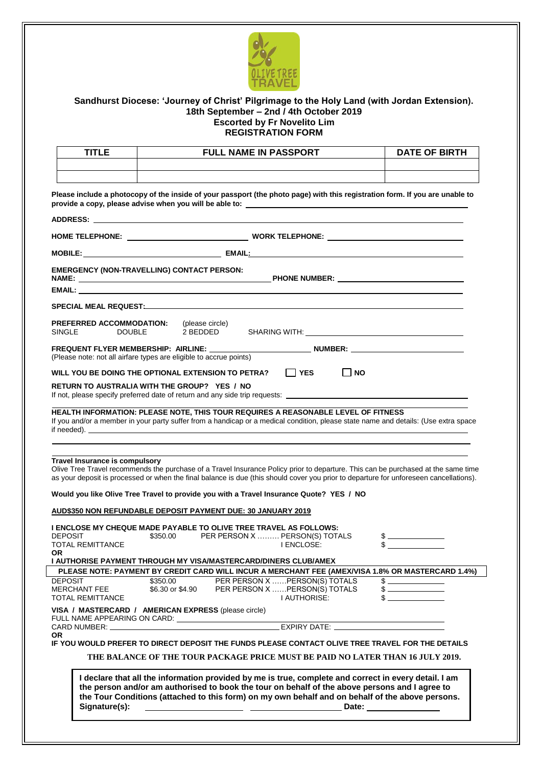OLIVE TREE TRAVEL

## Sandhurst Diocese: 'Journey of Christ' Pilgrimage to the Holy Land (with Jordan Extension).
## 18th September – 2nd / 4th October 2019
## Escorted by Fr Novelito Lim
## REGISTRATION FORM

| TITLE | FULL NAME IN PASSPORT | DATE OF BIRTH |
|---|---|---|
| | | |
| | | |

**Please include a photocopy of the inside of your passport (the photo page) with this registration form. If you are unable to provide a copy, please advise when you will be able to:** ____________________

**ADDRESS:** ____________________

**HOME TELEPHONE:** ____________________ **WORK TELEPHONE:** ____________________

**MOBILE:** ____________________ **EMAIL:** ____________________

**EMERGENCY (NON-TRAVELLING) CONTACT PERSON:**
**NAME:** ____________________ **PHONE NUMBER:** ____________________
**EMAIL:** ____________________

**SPECIAL MEAL REQUEST:** ____________________

**PREFERRED ACCOMMODATION:** (please circle)
SINGLE DOUBLE 2 BEDDED SHARING WITH: ____________________

**FREQUENT FLYER MEMBERSHIP: AIRLINE:** ____________________ **NUMBER:** ____________________
(Please note: not all airfare types are eligible to accrue points)

**WILL YOU BE DOING THE OPTIONAL EXTENSION TO PETRA?** ☐ **YES** ☐ **NO**

**RETURN TO AUSTRALIA WITH THE GROUP? YES / NO**
If not, please specify preferred date of return and any side trip requests: ____________________

**HEALTH INFORMATION: PLEASE NOTE, THIS TOUR REQUIRES A REASONABLE LEVEL OF FITNESS**
If you and/or a member in your party suffer from a handicap or a medical condition, please state name and details: (Use extra space if needed). ____________________

**Travel Insurance is compulsory**
Olive Tree Travel recommends the purchase of a Travel Insurance Policy prior to departure. This can be purchased at the same time as your deposit is processed or when the final balance is due (this should cover you prior to departure for unforeseen cancellations).

**Would you like Olive Tree Travel to provide you with a Travel Insurance Quote? YES / NO**

**AUD$350 NON REFUNDABLE DEPOSIT PAYMENT DUE: 30 JANUARY 2019**

**I ENCLOSE MY CHEQUE MADE PAYABLE TO OLIVE TREE TRAVEL AS FOLLOWS:**

| | | | |
|---|---|---|---|
| DEPOSIT | $350.00 | PER PERSON X ......... PERSON(S) TOTALS | $ ________ |
| TOTAL REMITTANCE | | I ENCLOSE: | $ ________ |

**OR**

**I AUTHORISE PAYMENT THROUGH MY VISA/MASTERCARD/DINERS CLUB/AMEX**

**PLEASE NOTE: PAYMENT BY CREDIT CARD WILL INCUR A MERCHANT FEE (AMEX/VISA 1.8% OR MASTERCARD 1.4%)**

| | | | |
|---|---|---|---|
| DEPOSIT | $350.00 | PER PERSON X ......PERSON(S) TOTALS | $ ________ |
| MERCHANT FEE | $6.30 or $4.90 | PER PERSON X ......PERSON(S) TOTALS | $ ________ |
| TOTAL REMITTANCE | | I AUTHORISE: | $ ________ |

**VISA / MASTERCARD / AMERICAN EXPRESS** (please circle)
FULL NAME APPEARING ON CARD: ____________________
CARD NUMBER: ____________________ EXPIRY DATE: ____________________

**OR**

**IF YOU WOULD PREFER TO DIRECT DEPOSIT THE FUNDS PLEASE CONTACT OLIVE TREE TRAVEL FOR THE DETAILS**

**THE BALANCE OF THE TOUR PACKAGE PRICE MUST BE PAID NO LATER THAN 16 JULY 2019.**

**I declare that all the information provided by me is true, complete and correct in every detail. I am the person and/or am authorised to book the tour on behalf of the above persons and I agree to the Tour Conditions (attached to this form) on my own behalf and on behalf of the above persons.**

**Signature(s):** ____________________ ____________________ **Date:** ____________________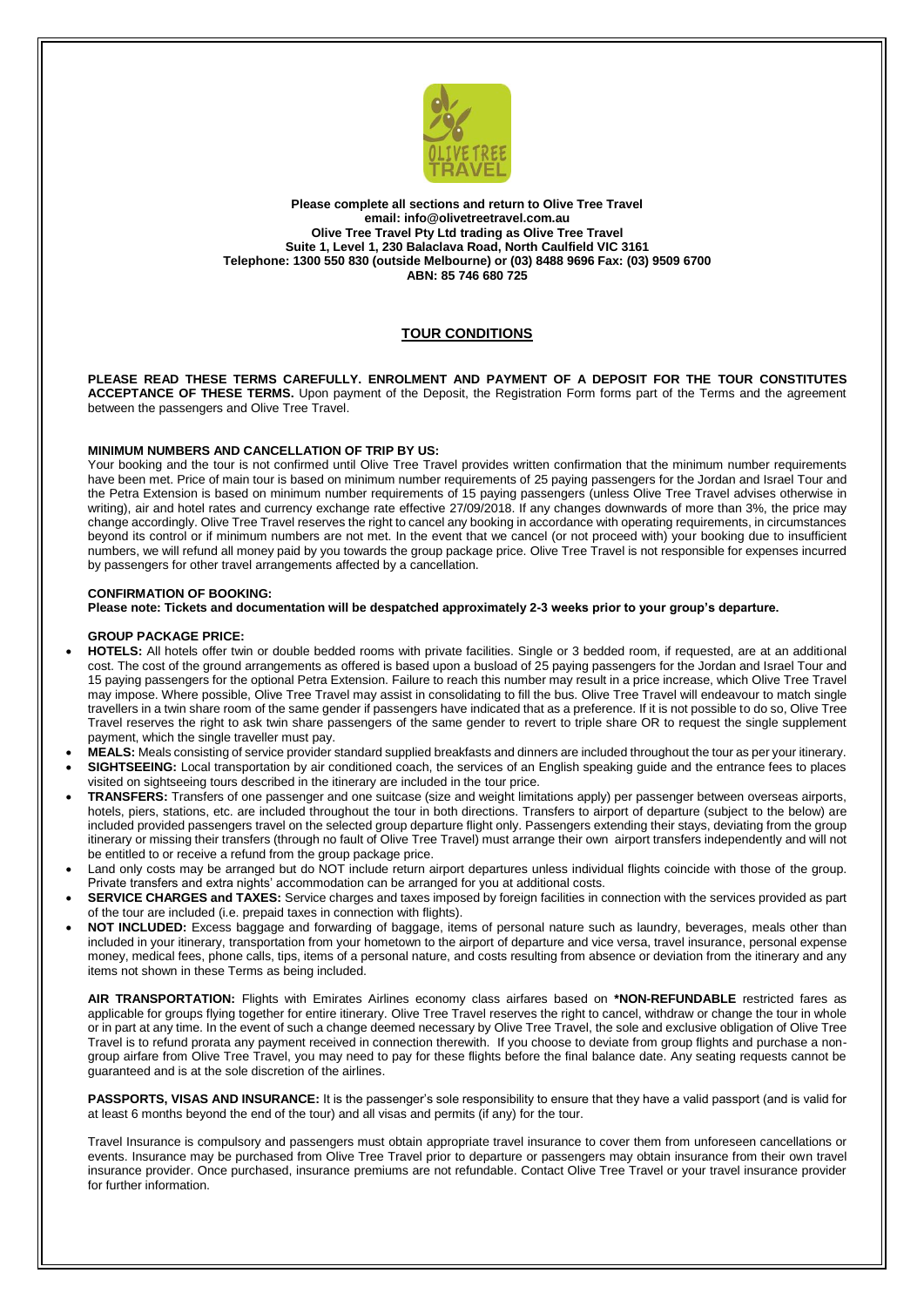**Please complete all sections and return to Olive Tree Travel**
**email: info@olivetreetravel.com.au**
**Olive Tree Travel Pty Ltd trading as Olive Tree Travel**
**Suite 1, Level 1, 230 Balaclava Road, North Caulfield VIC 3161**
**Telephone: 1300 550 830 (outside Melbourne) or (03) 8488 9696 Fax: (03) 9509 6700**
**ABN: 85 746 680 725**

## TOUR CONDITIONS

**PLEASE READ THESE TERMS CAREFULLY. ENROLMENT AND PAYMENT OF A DEPOSIT FOR THE TOUR CONSTITUTES ACCEPTANCE OF THESE TERMS.** Upon payment of the Deposit, the Registration Form forms part of the Terms and the agreement between the passengers and Olive Tree Travel.

### MINIMUM NUMBERS AND CANCELLATION OF TRIP BY US:

Your booking and the tour is not confirmed until Olive Tree Travel provides written confirmation that the minimum number requirements have been met. Price of main tour is based on minimum number requirements of 25 paying passengers for the Jordan and Israel Tour and the Petra Extension is based on minimum number requirements of 15 paying passengers (unless Olive Tree Travel advises otherwise in writing), air and hotel rates and currency exchange rate effective 27/09/2018. If any changes downwards of more than 3%, the price may change accordingly. Olive Tree Travel reserves the right to cancel any booking in accordance with operating requirements, in circumstances beyond its control or if minimum numbers are not met. In the event that we cancel (or not proceed with) your booking due to insufficient numbers, we will refund all money paid by you towards the group package price. Olive Tree Travel is not responsible for expenses incurred by passengers for other travel arrangements affected by a cancellation.

### CONFIRMATION OF BOOKING:

**Please note: Tickets and documentation will be despatched approximately 2-3 weeks prior to your group's departure.**

### GROUP PACKAGE PRICE:

- **HOTELS:** All hotels offer twin or double bedded rooms with private facilities. Single or 3 bedded room, if requested, are at an additional cost. The cost of the ground arrangements as offered is based upon a busload of 25 paying passengers for the Jordan and Israel Tour and 15 paying passengers for the optional Petra Extension. Failure to reach this number may result in a price increase, which Olive Tree Travel may impose. Where possible, Olive Tree Travel may assist in consolidating to fill the bus. Olive Tree Travel will endeavour to match single travellers in a twin share room of the same gender if passengers have indicated that as a preference. If it is not possible to do so, Olive Tree Travel reserves the right to ask twin share passengers of the same gender to revert to triple share OR to request the single supplement payment, which the single traveller must pay.
- **MEALS:** Meals consisting of service provider standard supplied breakfasts and dinners are included throughout the tour as per your itinerary.
- **SIGHTSEEING:** Local transportation by air conditioned coach, the services of an English speaking guide and the entrance fees to places visited on sightseeing tours described in the itinerary are included in the tour price.
- **TRANSFERS:** Transfers of one passenger and one suitcase (size and weight limitations apply) per passenger between overseas airports, hotels, piers, stations, etc. are included throughout the tour in both directions. Transfers to airport of departure (subject to the below) are included provided passengers travel on the selected group departure flight only. Passengers extending their stays, deviating from the group itinerary or missing their transfers (through no fault of Olive Tree Travel) must arrange their own airport transfers independently and will not be entitled to or receive a refund from the group package price.
- Land only costs may be arranged but do NOT include return airport departures unless individual flights coincide with those of the group. Private transfers and extra nights' accommodation can be arranged for you at additional costs.
- **SERVICE CHARGES and TAXES:** Service charges and taxes imposed by foreign facilities in connection with the services provided as part of the tour are included (i.e. prepaid taxes in connection with flights).
- **NOT INCLUDED:** Excess baggage and forwarding of baggage, items of personal nature such as laundry, beverages, meals other than included in your itinerary, transportation from your hometown to the airport of departure and vice versa, travel insurance, personal expense money, medical fees, phone calls, tips, items of a personal nature, and costs resulting from absence or deviation from the itinerary and any items not shown in these Terms as being included.

**AIR TRANSPORTATION:** Flights with Emirates Airlines economy class airfares based on **\*NON-REFUNDABLE** restricted fares as applicable for groups flying together for entire itinerary. Olive Tree Travel reserves the right to cancel, withdraw or change the tour in whole or in part at any time. In the event of such a change deemed necessary by Olive Tree Travel, the sole and exclusive obligation of Olive Tree Travel is to refund prorata any payment received in connection therewith. If you choose to deviate from group flights and purchase a non-group airfare from Olive Tree Travel, you may need to pay for these flights before the final balance date. Any seating requests cannot be guaranteed and is at the sole discretion of the airlines.

**PASSPORTS, VISAS AND INSURANCE:** It is the passenger's sole responsibility to ensure that they have a valid passport (and is valid for at least 6 months beyond the end of the tour) and all visas and permits (if any) for the tour.

Travel Insurance is compulsory and passengers must obtain appropriate travel insurance to cover them from unforeseen cancellations or events. Insurance may be purchased from Olive Tree Travel prior to departure or passengers may obtain insurance from their own travel insurance provider. Once purchased, insurance premiums are not refundable. Contact Olive Tree Travel or your travel insurance provider for further information.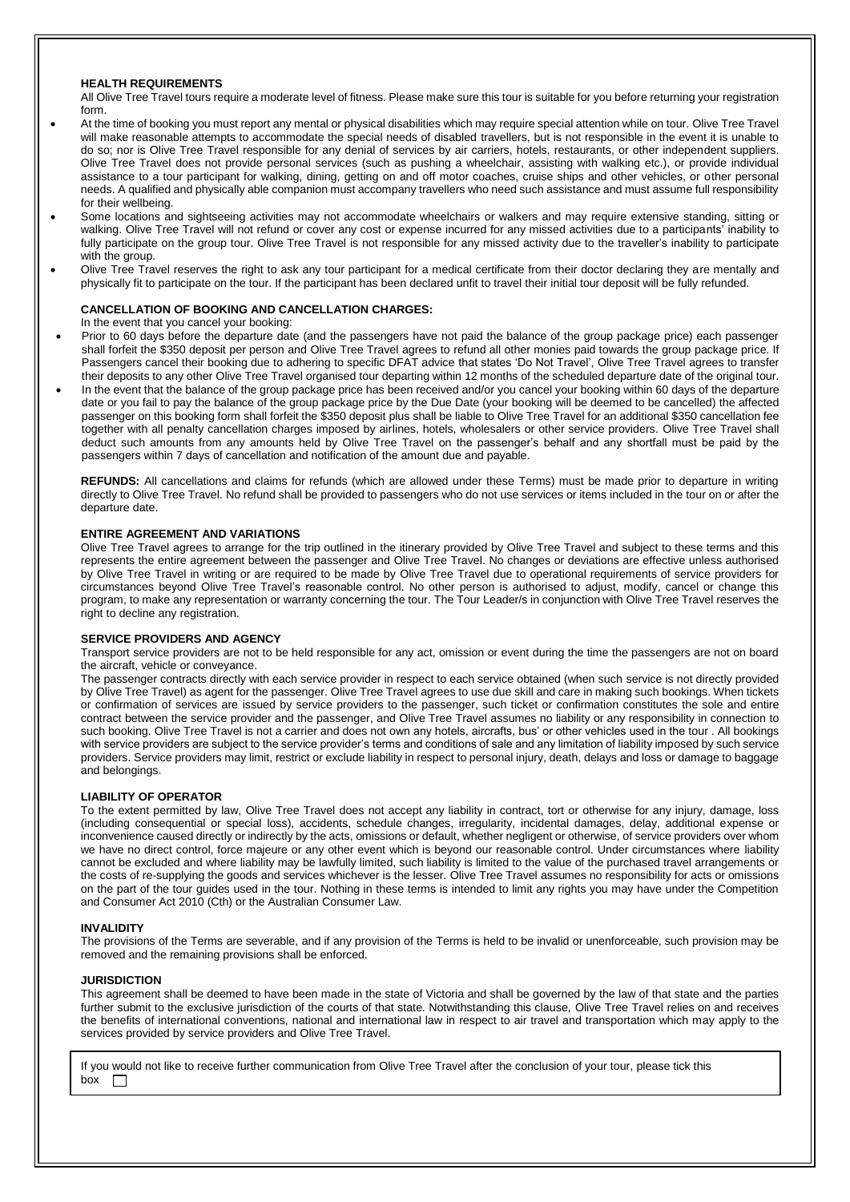## HEALTH REQUIREMENTS

All Olive Tree Travel tours require a moderate level of fitness. Please make sure this tour is suitable for you before returning your registration form.

- At the time of booking you must report any mental or physical disabilities which may require special attention while on tour. Olive Tree Travel will make reasonable attempts to accommodate the special needs of disabled travellers, but is not responsible in the event it is unable to do so; nor is Olive Tree Travel responsible for any denial of services by air carriers, hotels, restaurants, or other independent suppliers. Olive Tree Travel does not provide personal services (such as pushing a wheelchair, assisting with walking etc.), or provide individual assistance to a tour participant for walking, dining, getting on and off motor coaches, cruise ships and other vehicles, or other personal needs. A qualified and physically able companion must accompany travellers who need such assistance and must assume full responsibility for their wellbeing.
- Some locations and sightseeing activities may not accommodate wheelchairs or walkers and may require extensive standing, sitting or walking. Olive Tree Travel will not refund or cover any cost or expense incurred for any missed activities due to a participants' inability to fully participate on the group tour. Olive Tree Travel is not responsible for any missed activity due to the traveller's inability to participate with the group.
- Olive Tree Travel reserves the right to ask any tour participant for a medical certificate from their doctor declaring they are mentally and physically fit to participate on the tour. If the participant has been declared unfit to travel their initial tour deposit will be fully refunded.

## CANCELLATION OF BOOKING AND CANCELLATION CHARGES:

In the event that you cancel your booking:

- Prior to 60 days before the departure date (and the passengers have not paid the balance of the group package price) each passenger shall forfeit the $350 deposit per person and Olive Tree Travel agrees to refund all other monies paid towards the group package price. If Passengers cancel their booking due to adhering to specific DFAT advice that states 'Do Not Travel', Olive Tree Travel agrees to transfer their deposits to any other Olive Tree Travel organised tour departing within 12 months of the scheduled departure date of the original tour.
- In the event that the balance of the group package price has been received and/or you cancel your booking within 60 days of the departure date or you fail to pay the balance of the group package price by the Due Date (your booking will be deemed to be cancelled) the affected passenger on this booking form shall forfeit the $350 deposit plus shall be liable to Olive Tree Travel for an additional $350 cancellation fee together with all penalty cancellation charges imposed by airlines, hotels, wholesalers or other service providers. Olive Tree Travel shall deduct such amounts from any amounts held by Olive Tree Travel on the passenger's behalf and any shortfall must be paid by the passengers within 7 days of cancellation and notification of the amount due and payable.

**REFUNDS:** All cancellations and claims for refunds (which are allowed under these Terms) must be made prior to departure in writing directly to Olive Tree Travel. No refund shall be provided to passengers who do not use services or items included in the tour on or after the departure date.

## ENTIRE AGREEMENT AND VARIATIONS

Olive Tree Travel agrees to arrange for the trip outlined in the itinerary provided by Olive Tree Travel and subject to these terms and this represents the entire agreement between the passenger and Olive Tree Travel. No changes or deviations are effective unless authorised by Olive Tree Travel in writing or are required to be made by Olive Tree Travel due to operational requirements of service providers for circumstances beyond Olive Tree Travel's reasonable control. No other person is authorised to adjust, modify, cancel or change this program, to make any representation or warranty concerning the tour. The Tour Leader/s in conjunction with Olive Tree Travel reserves the right to decline any registration.

## SERVICE PROVIDERS AND AGENCY

Transport service providers are not to be held responsible for any act, omission or event during the time the passengers are not on board the aircraft, vehicle or conveyance.

The passenger contracts directly with each service provider in respect to each service obtained (when such service is not directly provided by Olive Tree Travel) as agent for the passenger. Olive Tree Travel agrees to use due skill and care in making such bookings. When tickets or confirmation of services are issued by service providers to the passenger, such ticket or confirmation constitutes the sole and entire contract between the service provider and the passenger, and Olive Tree Travel assumes no liability or any responsibility in connection to such booking. Olive Tree Travel is not a carrier and does not own any hotels, aircrafts, bus' or other vehicles used in the tour . All bookings with service providers are subject to the service provider's terms and conditions of sale and any limitation of liability imposed by such service providers. Service providers may limit, restrict or exclude liability in respect to personal injury, death, delays and loss or damage to baggage and belongings.

## LIABILITY OF OPERATOR

To the extent permitted by law, Olive Tree Travel does not accept any liability in contract, tort or otherwise for any injury, damage, loss (including consequential or special loss), accidents, schedule changes, irregularity, incidental damages, delay, additional expense or inconvenience caused directly or indirectly by the acts, omissions or default, whether negligent or otherwise, of service providers over whom we have no direct control, force majeure or any other event which is beyond our reasonable control. Under circumstances where liability cannot be excluded and where liability may be lawfully limited, such liability is limited to the value of the purchased travel arrangements or the costs of re-supplying the goods and services whichever is the lesser. Olive Tree Travel assumes no responsibility for acts or omissions on the part of the tour guides used in the tour. Nothing in these terms is intended to limit any rights you may have under the Competition and Consumer Act 2010 (Cth) or the Australian Consumer Law.

## INVALIDITY

The provisions of the Terms are severable, and if any provision of the Terms is held to be invalid or unenforceable, such provision may be removed and the remaining provisions shall be enforced.

## JURISDICTION

This agreement shall be deemed to have been made in the state of Victoria and shall be governed by the law of that state and the parties further submit to the exclusive jurisdiction of the courts of that state. Notwithstanding this clause, Olive Tree Travel relies on and receives the benefits of international conventions, national and international law in respect to air travel and transportation which may apply to the services provided by service providers and Olive Tree Travel.

If you would not like to receive further communication from Olive Tree Travel after the conclusion of your tour, please tick this box ☐